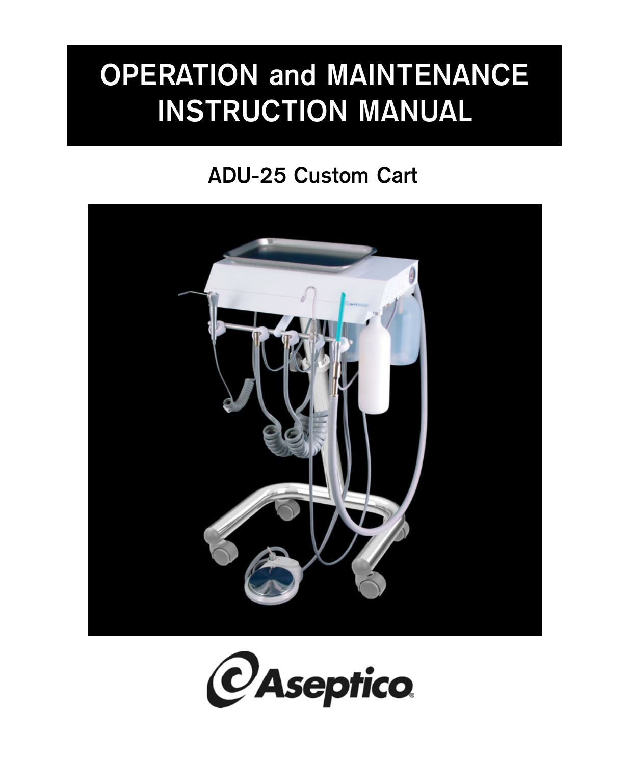# OPERATION and MAINTENANCE INSTRUCTION MANUAL

## ADU-25 Custom Cart

Aseptico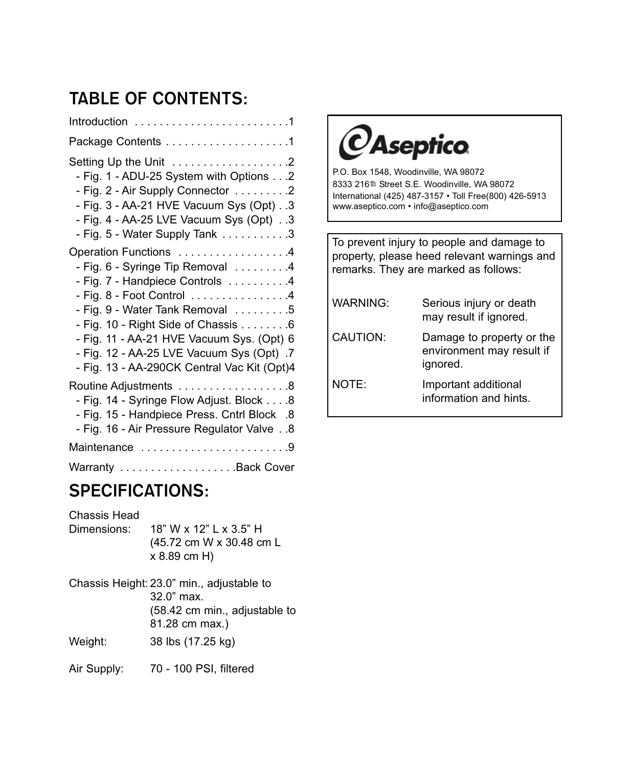## TABLE OF CONTENTS:

Introduction . . . . . . . . . . . . . . . . . . . . . . . . .1

Package Contents . . . . . . . . . . . . . . . . . . . .1

Setting Up the Unit . . . . . . . . . . . . . . . . . . .2
- Fig. 1 - ADU-25 System with Options . . .2
- Fig. 2 - Air Supply Connector . . . . . . . . .2
- Fig. 3 - AA-21 HVE Vacuum Sys (Opt) . .3
- Fig. 4 - AA-25 LVE Vacuum Sys (Opt) . .3
- Fig. 5 - Water Supply Tank . . . . . . . . . . .3

Operation Functions . . . . . . . . . . . . . . . . . .4
- Fig. 6 - Syringe Tip Removal . . . . . . . . .4
- Fig. 7 - Handpiece Controls . . . . . . . . . .4
- Fig. 8 - Foot Control . . . . . . . . . . . . . . . .4
- Fig. 9 - Water Tank Removal . . . . . . . . .5
- Fig. 10 - Right Side of Chassis . . . . . . . .6
- Fig. 11 - AA-21 HVE Vacuum Sys. (Opt) 6
- Fig. 12 - AA-25 LVE Vacuum Sys (Opt) .7
- Fig. 13 - AA-290CK Central Vac Kit (Opt)4

Routine Adjustments . . . . . . . . . . . . . . . . . .8
- Fig. 14 - Syringe Flow Adjust. Block . . . .8
- Fig. 15 - Handpiece Press. Cntrl Block .8
- Fig. 16 - Air Pressure Regulator Valve . .8

Maintenance . . . . . . . . . . . . . . . . . . . . . . . .9

Warranty . . . . . . . . . . . . . . . . . . .Back Cover

## SPECIFICATIONS:

| | |
|---|---|
| Chassis Head Dimensions: | 18" W x 12" L x 3.5" H (45.72 cm W x 30.48 cm L x 8.89 cm H) |
| Chassis Height: | 23.0" min., adjustable to 32.0" max. (58.42 cm min., adjustable to 81.28 cm max.) |
| Weight: | 38 lbs (17.25 kg) |
| Air Supply: | 70 - 100 PSI, filtered |

**Aseptico**

P.O. Box 1548, Woodinville, WA 98072
8333 216th Street S.E. Woodinville, WA 98072
International (425) 487-3157 • Toll Free(800) 426-5913
www.aseptico.com • info@aseptico.com

To prevent injury to people and damage to property, please heed relevant warnings and remarks. They are marked as follows:

| | |
|---|---|
| WARNING: | Serious injury or death may result if ignored. |
| CAUTION: | Damage to property or the environment may result if ignored. |
| NOTE: | Important additional information and hints. |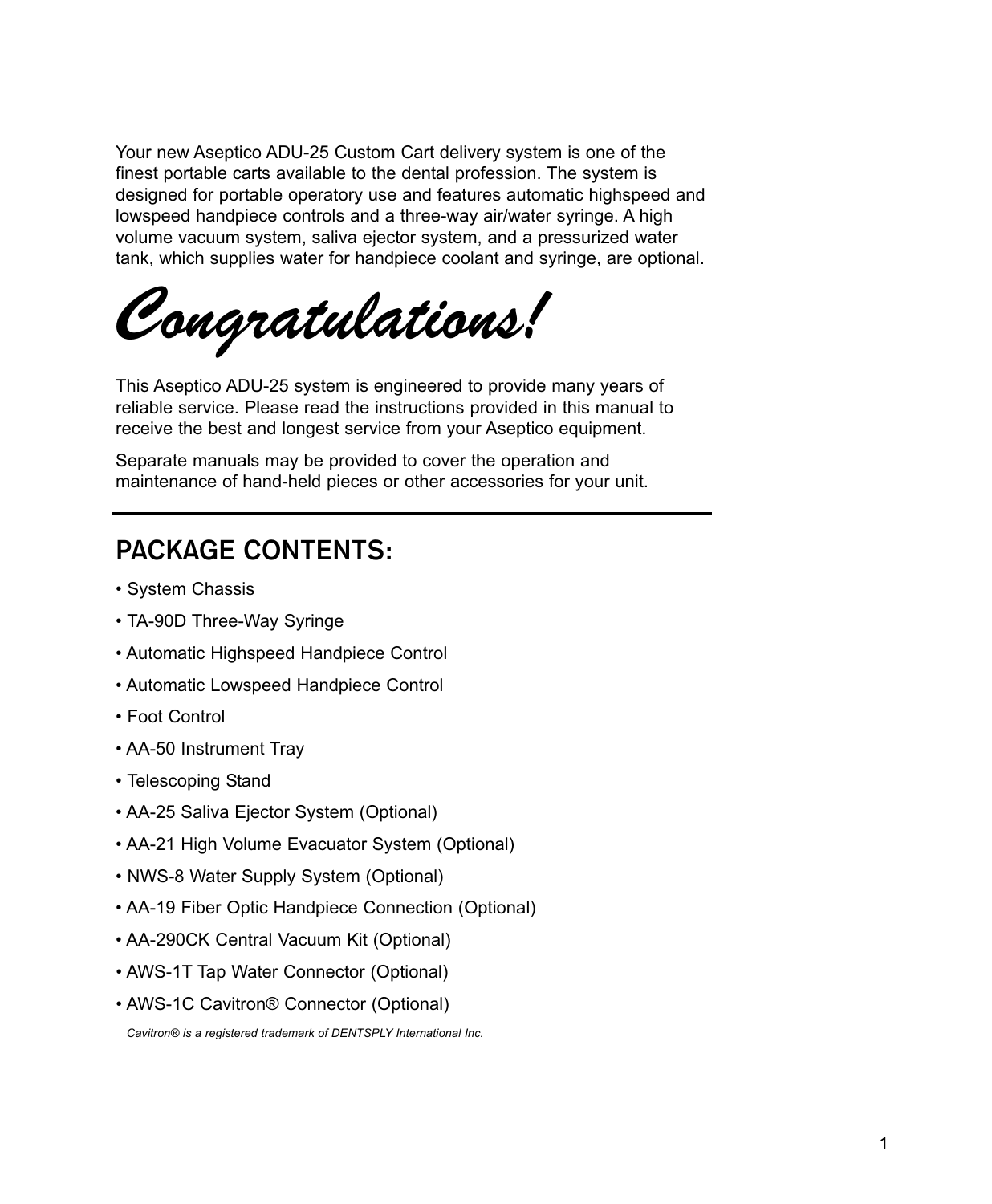Your new Aseptico ADU-25 Custom Cart delivery system is one of the finest portable carts available to the dental profession. The system is designed for portable operatory use and features automatic highspeed and lowspeed handpiece controls and a three-way air/water syringe. A high volume vacuum system, saliva ejector system, and a pressurized water tank, which supplies water for handpiece coolant and syringe, are optional.

# *Congratulations!*

This Aseptico ADU-25 system is engineered to provide many years of reliable service. Please read the instructions provided in this manual to receive the best and longest service from your Aseptico equipment.

Separate manuals may be provided to cover the operation and maintenance of hand-held pieces or other accessories for your unit.

---

## PACKAGE CONTENTS:

- System Chassis
- TA-90D Three-Way Syringe
- Automatic Highspeed Handpiece Control
- Automatic Lowspeed Handpiece Control
- Foot Control
- AA-50 Instrument Tray
- Telescoping Stand
- AA-25 Saliva Ejector System (Optional)
- AA-21 High Volume Evacuator System (Optional)
- NWS-8 Water Supply System (Optional)
- AA-19 Fiber Optic Handpiece Connection (Optional)
- AA-290CK Central Vacuum Kit (Optional)
- AWS-1T Tap Water Connector (Optional)
- AWS-1C Cavitron® Connector (Optional)

*Cavitron® is a registered trademark of DENTSPLY International Inc.*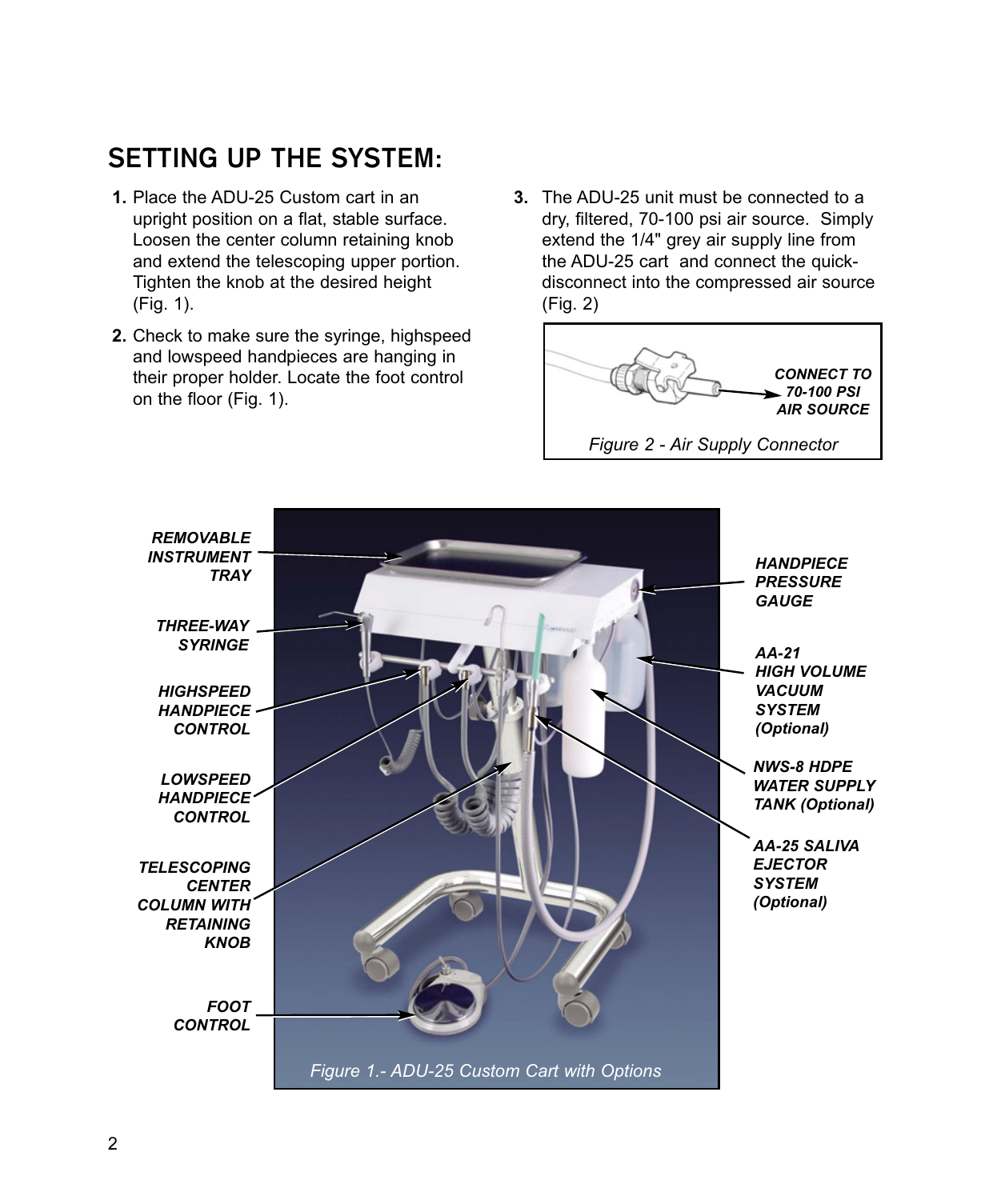# SETTING UP THE SYSTEM:

1. Place the ADU-25 Custom cart in an upright position on a flat, stable surface. Loosen the center column retaining knob and extend the telescoping upper portion. Tighten the knob at the desired height (Fig. 1).

2. Check to make sure the syringe, highspeed and lowspeed handpieces are hanging in their proper holder. Locate the foot control on the floor (Fig. 1).

3. The ADU-25 unit must be connected to a dry, filtered, 70-100 psi air source. Simply extend the 1/4" grey air supply line from the ADU-25 cart and connect the quick-disconnect into the compressed air source (Fig. 2)

***CONNECT TO 70-100 PSI AIR SOURCE***

*Figure 2 - Air Supply Connector*

***REMOVABLE INSTRUMENT TRAY***

***THREE-WAY SYRINGE***

***HIGHSPEED HANDPIECE CONTROL***

***LOWSPEED HANDPIECE CONTROL***

***TELESCOPING CENTER COLUMN WITH RETAINING KNOB***

***FOOT CONTROL***

***HANDPIECE PRESSURE GAUGE***

***AA-21 HIGH VOLUME VACUUM SYSTEM (Optional)***

***NWS-8 HDPE WATER SUPPLY TANK (Optional)***

***AA-25 SALIVA EJECTOR SYSTEM (Optional)***

*Figure 1.- ADU-25 Custom Cart with Options*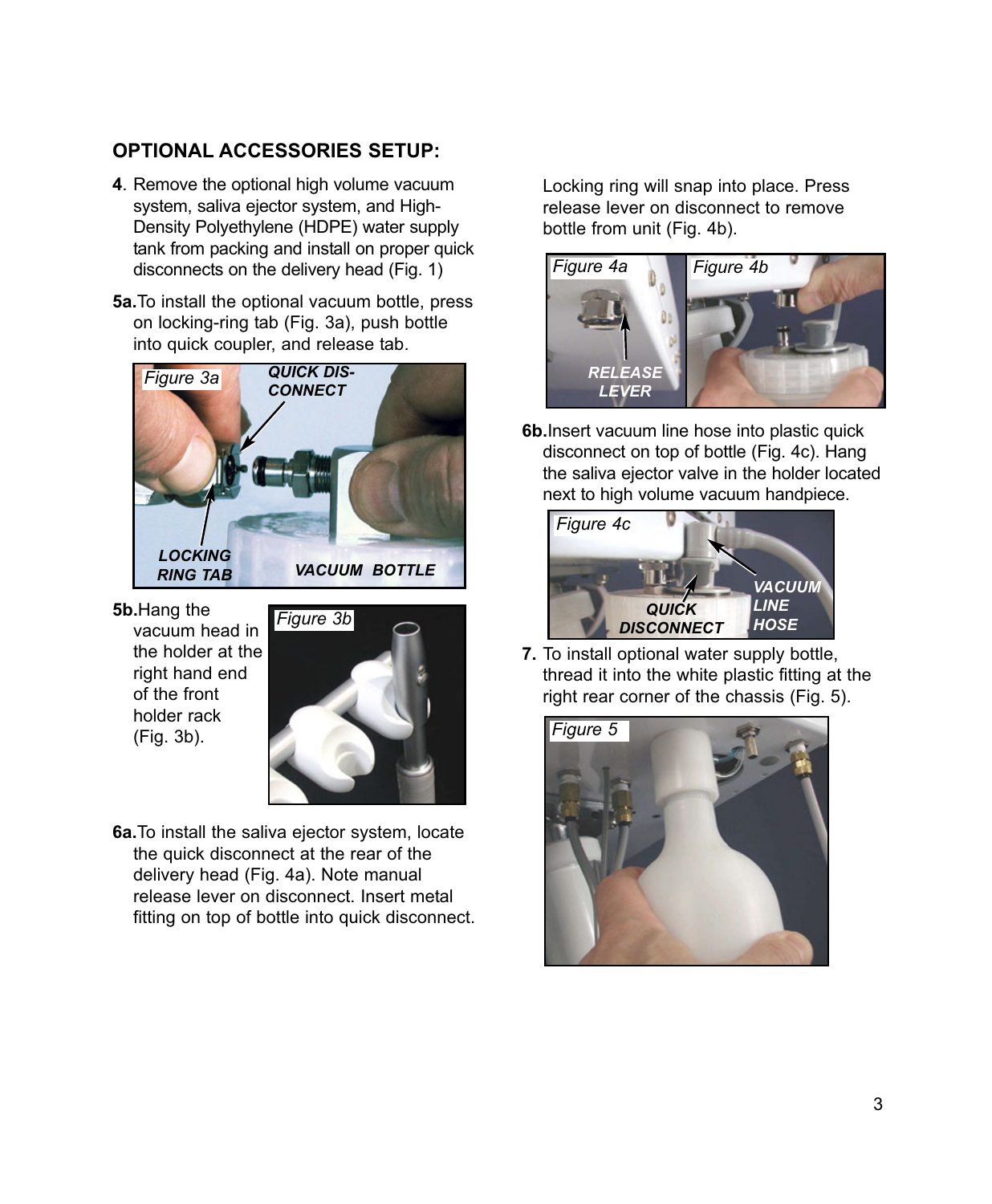## OPTIONAL ACCESSORIES SETUP:

**4**. Remove the optional high volume vacuum system, saliva ejector system, and High-Density Polyethylene (HDPE) water supply tank from packing and install on proper quick disconnects on the delivery head (Fig. 1)

**5a.** To install the optional vacuum bottle, press on locking-ring tab (Fig. 3a), push bottle into quick coupler, and release tab.

Figure 3a

**5b.** Hang the vacuum head in the holder at the right hand end of the front holder rack (Fig. 3b).

Figure 3b

**6a.** To install the saliva ejector system, locate the quick disconnect at the rear of the delivery head (Fig. 4a). Note manual release lever on disconnect. Insert metal fitting on top of bottle into quick disconnect. Locking ring will snap into place. Press release lever on disconnect to remove bottle from unit (Fig. 4b).

Figure 4a

Figure 4b

**6b.** Insert vacuum line hose into plastic quick disconnect on top of bottle (Fig. 4c). Hang the saliva ejector valve in the holder located next to high volume vacuum handpiece.

Figure 4c

**7.** To install optional water supply bottle, thread it into the white plastic fitting at the right rear corner of the chassis (Fig. 5).

Figure 5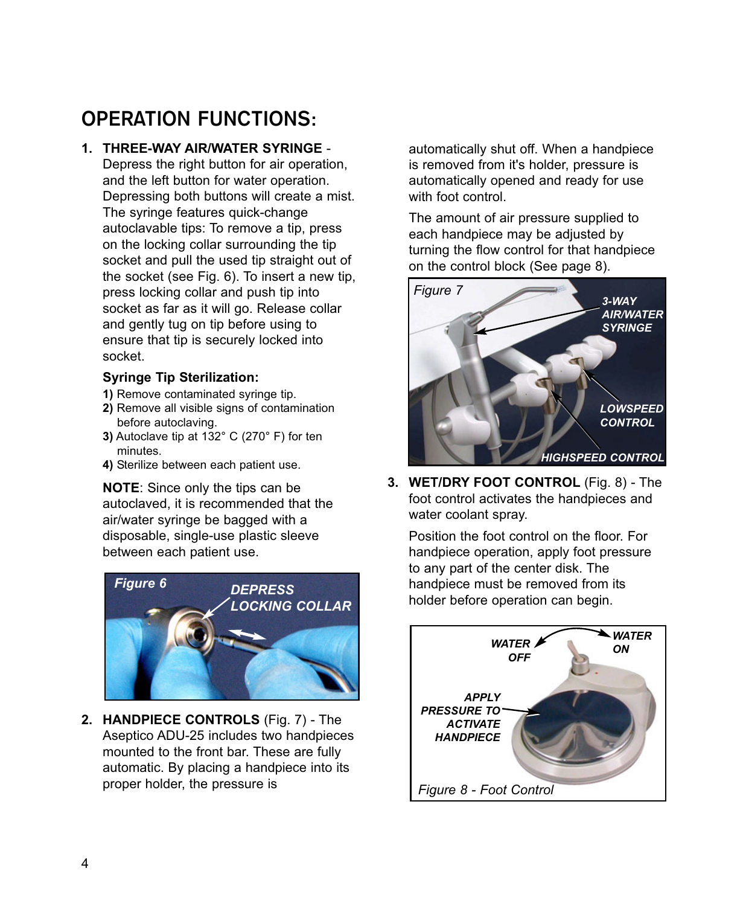# OPERATION FUNCTIONS:

1. **THREE-WAY AIR/WATER SYRINGE** - Depress the right button for air operation, and the left button for water operation. Depressing both buttons will create a mist. The syringe features quick-change autoclavable tips: To remove a tip, press on the locking collar surrounding the tip socket and pull the used tip straight out of the socket (see Fig. 6). To insert a new tip, press locking collar and push tip into socket as far as it will go. Release collar and gently tug on tip before using to ensure that tip is securely locked into socket.

   **Syringe Tip Sterilization:**

   **1)** Remove contaminated syringe tip.
   **2)** Remove all visible signs of contamination before autoclaving.
   **3)** Autoclave tip at 132° C (270° F) for ten minutes.
   **4)** Sterilize between each patient use.

   **NOTE**: Since only the tips can be autoclaved, it is recommended that the air/water syringe be bagged with a disposable, single-use plastic sleeve between each patient use.

   *Figure 6*

   *DEPRESS LOCKING COLLAR*

2. **HANDPIECE CONTROLS** (Fig. 7) - The Aseptico ADU-25 includes two handpieces mounted to the front bar. These are fully automatic. By placing a handpiece into its proper holder, the pressure is automatically shut off. When a handpiece is removed from it's holder, pressure is automatically opened and ready for use with foot control.

   The amount of air pressure supplied to each handpiece may be adjusted by turning the flow control for that handpiece on the control block (See page 8).

   *Figure 7*

   *3-WAY AIR/WATER SYRINGE*

   *LOWSPEED CONTROL*

   *HIGHSPEED CONTROL*

3. **WET/DRY FOOT CONTROL** (Fig. 8) - The foot control activates the handpieces and water coolant spray.

   Position the foot control on the floor. For handpiece operation, apply foot pressure to any part of the center disk. The handpiece must be removed from its holder before operation can begin.

   *WATER OFF*

   *WATER ON*

   *APPLY PRESSURE TO ACTIVATE HANDPIECE*

   *Figure 8 - Foot Control*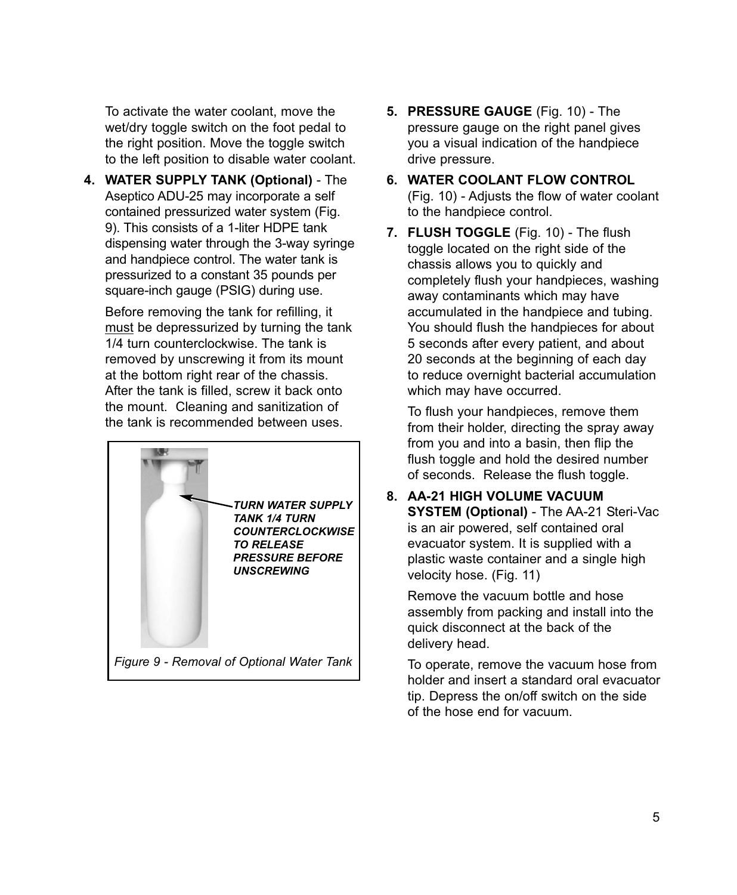To activate the water coolant, move the wet/dry toggle switch on the foot pedal to the right position. Move the toggle switch to the left position to disable water coolant.

4. **WATER SUPPLY TANK (Optional)** - The Aseptico ADU-25 may incorporate a self contained pressurized water system (Fig. 9). This consists of a 1-liter HDPE tank dispensing water through the 3-way syringe and handpiece control. The water tank is pressurized to a constant 35 pounds per square-inch gauge (PSIG) during use.

   Before removing the tank for refilling, it <u>must</u> be depressurized by turning the tank 1/4 turn counterclockwise. The tank is removed by unscrewing it from its mount at the bottom right rear of the chassis. After the tank is filled, screw it back onto the mount. Cleaning and sanitization of the tank is recommended between uses.

***TURN WATER SUPPLY TANK 1/4 TURN COUNTERCLOCKWISE TO RELEASE PRESSURE BEFORE UNSCREWING***

*Figure 9 - Removal of Optional Water Tank*

5. **PRESSURE GAUGE** (Fig. 10) - The pressure gauge on the right panel gives you a visual indication of the handpiece drive pressure.

6. **WATER COOLANT FLOW CONTROL** (Fig. 10) - Adjusts the flow of water coolant to the handpiece control.

7. **FLUSH TOGGLE** (Fig. 10) - The flush toggle located on the right side of the chassis allows you to quickly and completely flush your handpieces, washing away contaminants which may have accumulated in the handpiece and tubing. You should flush the handpieces for about 5 seconds after every patient, and about 20 seconds at the beginning of each day to reduce overnight bacterial accumulation which may have occurred.

   To flush your handpieces, remove them from their holder, directing the spray away from you and into a basin, then flip the flush toggle and hold the desired number of seconds. Release the flush toggle.

8. **AA-21 HIGH VOLUME VACUUM SYSTEM (Optional)** - The AA-21 Steri-Vac is an air powered, self contained oral evacuator system. It is supplied with a plastic waste container and a single high velocity hose. (Fig. 11)

   Remove the vacuum bottle and hose assembly from packing and install into the quick disconnect at the back of the delivery head.

   To operate, remove the vacuum hose from holder and insert a standard oral evacuator tip. Depress the on/off switch on the side of the hose end for vacuum.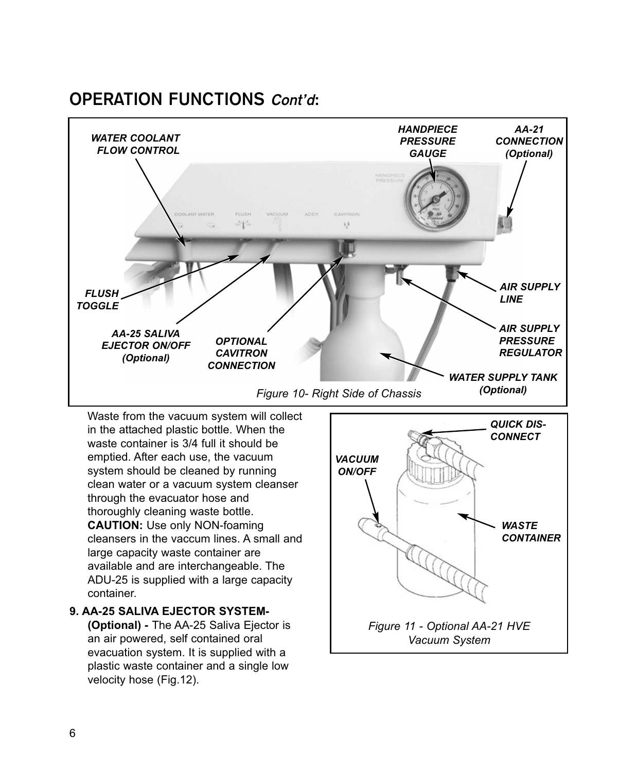## OPERATION FUNCTIONS *Cont'd*:

*Figure 10- Right Side of Chassis*

Waste from the vacuum system will collect in the attached plastic bottle. When the waste container is 3/4 full it should be emptied. After each use, the vacuum system should be cleaned by running clean water or a vacuum system cleanser through the evacuator hose and thoroughly cleaning waste bottle. **CAUTION:** Use only NON-foaming cleansers in the vaccum lines. A small and large capacity waste container are available and are interchangeable. The ADU-25 is supplied with a large capacity container.

**9. AA-25 SALIVA EJECTOR SYSTEM- (Optional) -** The AA-25 Saliva Ejector is an air powered, self contained oral evacuation system. It is supplied with a plastic waste container and a single low velocity hose (Fig.12).

*Figure 11 - Optional AA-21 HVE Vacuum System*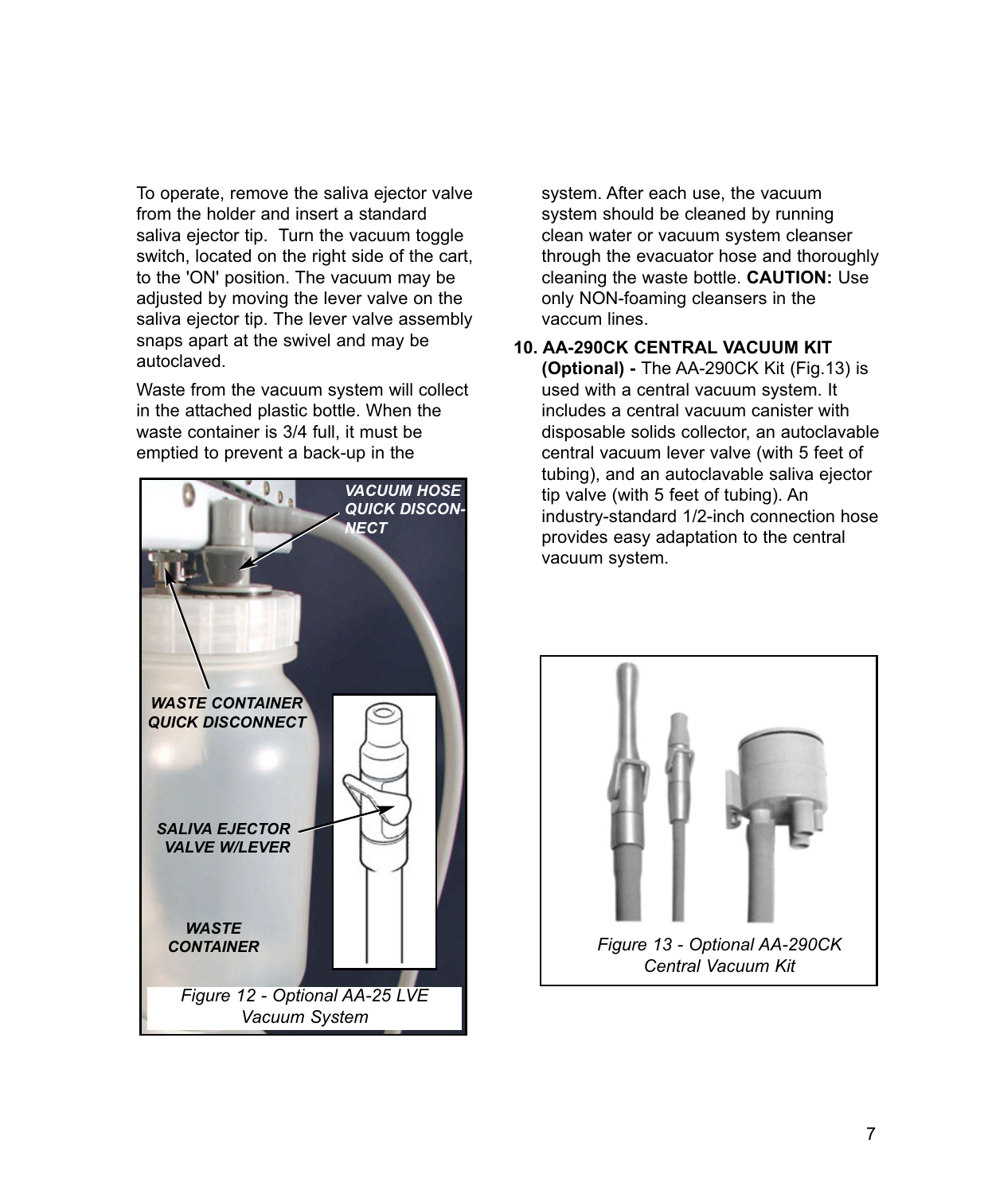To operate, remove the saliva ejector valve from the holder and insert a standard saliva ejector tip. Turn the vacuum toggle switch, located on the right side of the cart, to the 'ON' position. The vacuum may be adjusted by moving the lever valve on the saliva ejector tip. The lever valve assembly snaps apart at the swivel and may be autoclaved.

Waste from the vacuum system will collect in the attached plastic bottle. When the waste container is 3/4 full, it must be emptied to prevent a back-up in the system. After each use, the vacuum system should be cleaned by running clean water or vacuum system cleanser through the evacuator hose and thoroughly cleaning the waste bottle. **CAUTION:** Use only NON-foaming cleansers in the vaccum lines.

*Figure 12 - Optional AA-25 LVE Vacuum System*

10. **AA-290CK CENTRAL VACUUM KIT (Optional) -** The AA-290CK Kit (Fig.13) is used with a central vacuum system. It includes a central vacuum canister with disposable solids collector, an autoclavable central vacuum lever valve (with 5 feet of tubing), and an autoclavable saliva ejector tip valve (with 5 feet of tubing). An industry-standard 1/2-inch connection hose provides easy adaptation to the central vacuum system.

*Figure 13 - Optional AA-290CK Central Vacuum Kit*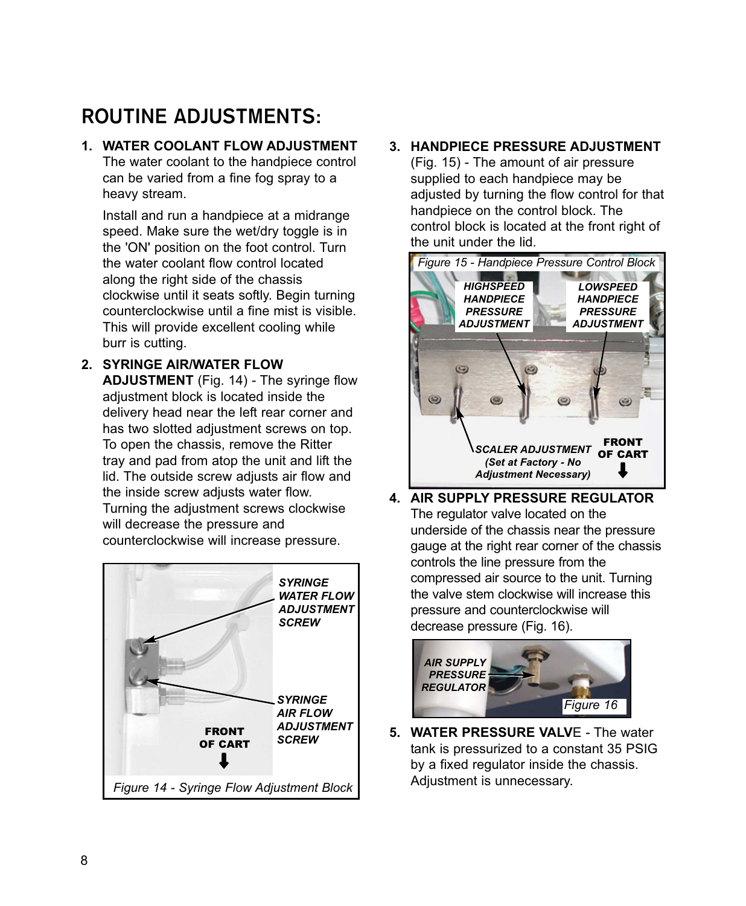# ROUTINE ADJUSTMENTS:

1. **WATER COOLANT FLOW ADJUSTMENT** The water coolant to the handpiece control can be varied from a fine fog spray to a heavy stream.

   Install and run a handpiece at a midrange speed. Make sure the wet/dry toggle is in the 'ON' position on the foot control. Turn the water coolant flow control located along the right side of the chassis clockwise until it seats softly. Begin turning counterclockwise until a fine mist is visible. This will provide excellent cooling while burr is cutting.

2. **SYRINGE AIR/WATER FLOW ADJUSTMENT** (Fig. 14) - The syringe flow adjustment block is located inside the delivery head near the left rear corner and has two slotted adjustment screws on top. To open the chassis, remove the Ritter tray and pad from atop the unit and lift the lid. The outside screw adjusts air flow and the inside screw adjusts water flow. Turning the adjustment screws clockwise will decrease the pressure and counterclockwise will increase pressure.

SYRINGE WATER FLOW ADJUSTMENT SCREW

SYRINGE AIR FLOW ADJUSTMENT SCREW

FRONT OF CART

*Figure 14 - Syringe Flow Adjustment Block*

3. **HANDPIECE PRESSURE ADJUSTMENT** (Fig. 15) - The amount of air pressure supplied to each handpiece may be adjusted by turning the flow control for that handpiece on the control block. The control block is located at the front right of the unit under the lid.

*Figure 15 - Handpiece Pressure Control Block*

HIGHSPEED HANDPIECE PRESSURE ADJUSTMENT

LOWSPEED HANDPIECE PRESSURE ADJUSTMENT

SCALER ADJUSTMENT (Set at Factory - No Adjustment Necessary)

FRONT OF CART

4. **AIR SUPPLY PRESSURE REGULATOR** The regulator valve located on the underside of the chassis near the pressure gauge at the right rear corner of the chassis controls the line pressure from the compressed air source to the unit. Turning the valve stem clockwise will increase this pressure and counterclockwise will decrease pressure (Fig. 16).

AIR SUPPLY PRESSURE REGULATOR

*Figure 16*

5. **WATER PRESSURE VALVE** - The water tank is pressurized to a constant 35 PSIG by a fixed regulator inside the chassis. Adjustment is unnecessary.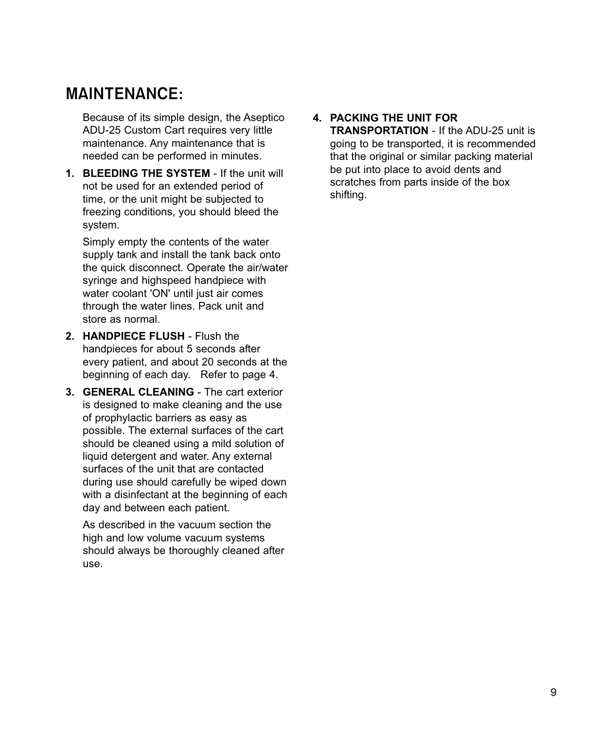## MAINTENANCE:

Because of its simple design, the Aseptico ADU-25 Custom Cart requires very little maintenance. Any maintenance that is needed can be performed in minutes.

1. **BLEEDING THE SYSTEM** - If the unit will not be used for an extended period of time, or the unit might be subjected to freezing conditions, you should bleed the system.

   Simply empty the contents of the water supply tank and install the tank back onto the quick disconnect. Operate the air/water syringe and highspeed handpiece with water coolant 'ON' until just air comes through the water lines. Pack unit and store as normal.

2. **HANDPIECE FLUSH** - Flush the handpieces for about 5 seconds after every patient, and about 20 seconds at the beginning of each day. Refer to page 4.

3. **GENERAL CLEANING** - The cart exterior is designed to make cleaning and the use of prophylactic barriers as easy as possible. The external surfaces of the cart should be cleaned using a mild solution of liquid detergent and water. Any external surfaces of the unit that are contacted during use should carefully be wiped down with a disinfectant at the beginning of each day and between each patient.

   As described in the vacuum section the high and low volume vacuum systems should always be thoroughly cleaned after use.

4. **PACKING THE UNIT FOR TRANSPORTATION** - If the ADU-25 unit is going to be transported, it is recommended that the original or similar packing material be put into place to avoid dents and scratches from parts inside of the box shifting.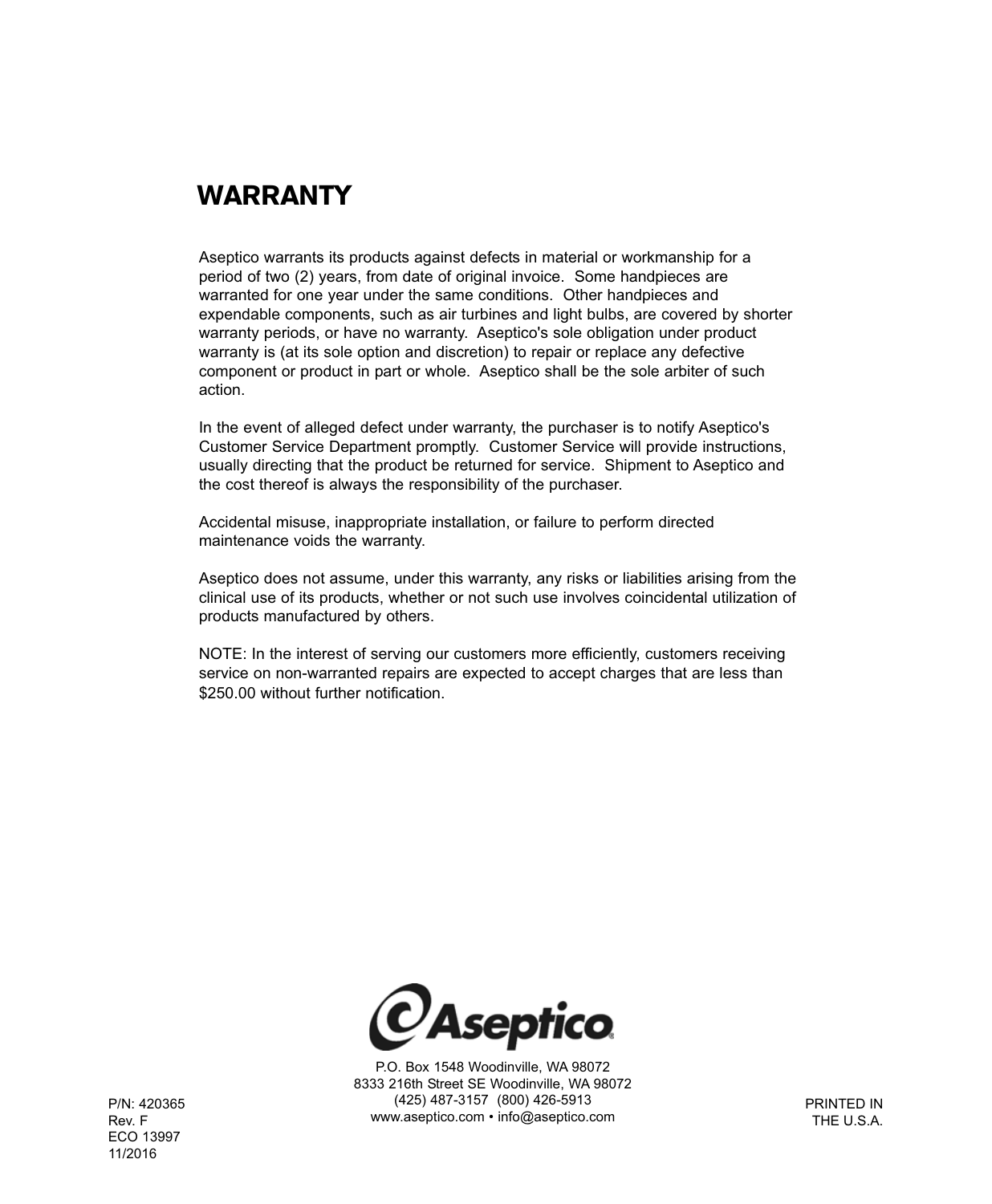# WARRANTY

Aseptico warrants its products against defects in material or workmanship for a period of two (2) years, from date of original invoice. Some handpieces are warranted for one year under the same conditions. Other handpieces and expendable components, such as air turbines and light bulbs, are covered by shorter warranty periods, or have no warranty. Aseptico's sole obligation under product warranty is (at its sole option and discretion) to repair or replace any defective component or product in part or whole. Aseptico shall be the sole arbiter of such action.

In the event of alleged defect under warranty, the purchaser is to notify Aseptico's Customer Service Department promptly. Customer Service will provide instructions, usually directing that the product be returned for service. Shipment to Aseptico and the cost thereof is always the responsibility of the purchaser.

Accidental misuse, inappropriate installation, or failure to perform directed maintenance voids the warranty.

Aseptico does not assume, under this warranty, any risks or liabilities arising from the clinical use of its products, whether or not such use involves coincidental utilization of products manufactured by others.

NOTE: In the interest of serving our customers more efficiently, customers receiving service on non-warranted repairs are expected to accept charges that are less than $250.00 without further notification.

Aseptico

P.O. Box 1548 Woodinville, WA 98072
8333 216th Street SE Woodinville, WA 98072
(425) 487-3157 (800) 426-5913
www.aseptico.com • info@aseptico.com

P/N: 420365
Rev. F
ECO 13997
11/2016

PRINTED IN
THE U.S.A.